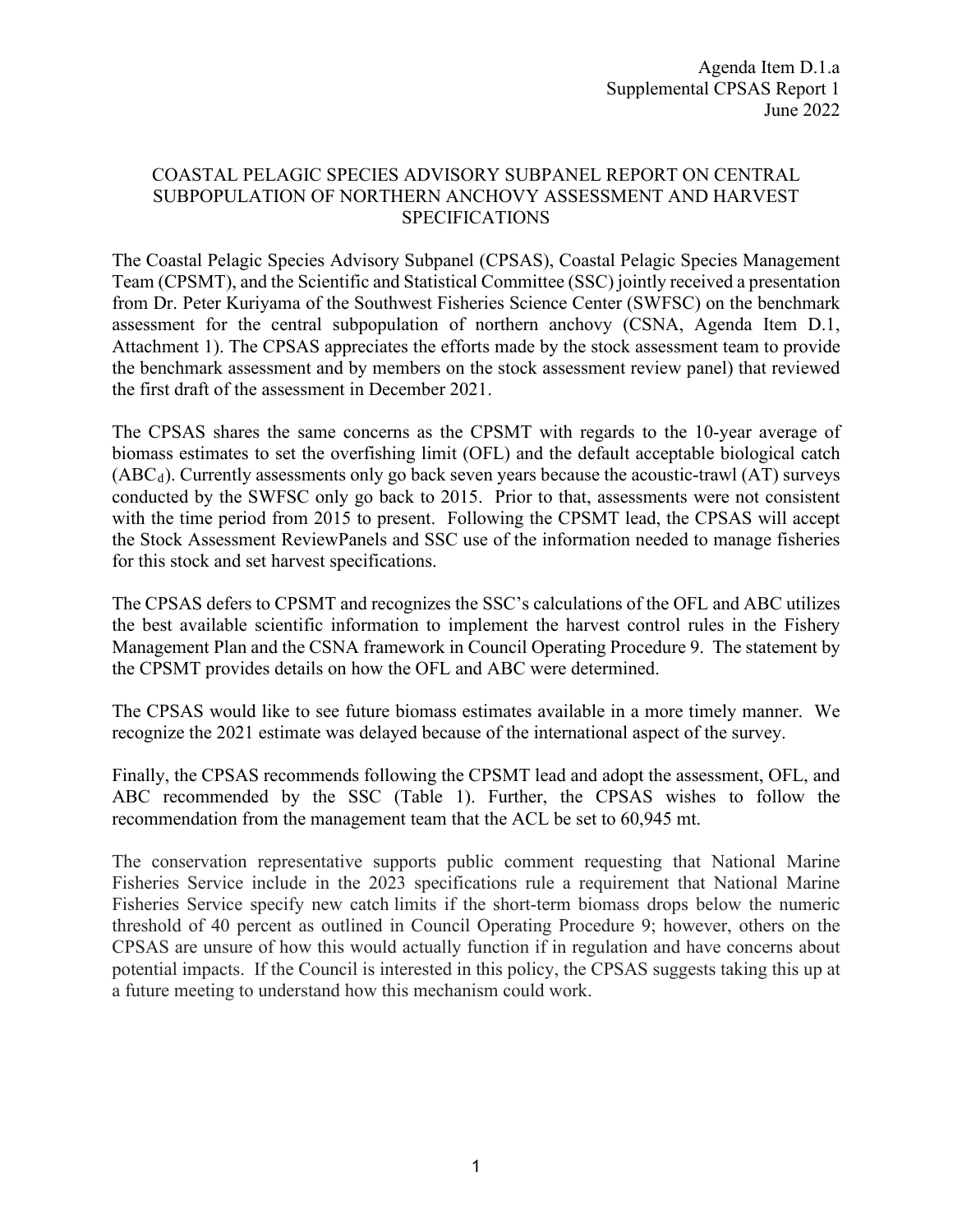Agenda Item D.1.a
Supplemental CPSAS Report 1
June 2022

# COASTAL PELAGIC SPECIES ADVISORY SUBPANEL REPORT ON CENTRAL SUBPOPULATION OF NORTHERN ANCHOVY ASSESSMENT AND HARVEST SPECIFICATIONS

The Coastal Pelagic Species Advisory Subpanel (CPSAS), Coastal Pelagic Species Management Team (CPSMT), and the Scientific and Statistical Committee (SSC) jointly received a presentation from Dr. Peter Kuriyama of the Southwest Fisheries Science Center (SWFSC) on the benchmark assessment for the central subpopulation of northern anchovy (CSNA, Agenda Item D.1, Attachment 1). The CPSAS appreciates the efforts made by the stock assessment team to provide the benchmark assessment and by members on the stock assessment review panel) that reviewed the first draft of the assessment in December 2021.

The CPSAS shares the same concerns as the CPSMT with regards to the 10-year average of biomass estimates to set the overfishing limit (OFL) and the default acceptable biological catch ($ABC_d$). Currently assessments only go back seven years because the acoustic-trawl (AT) surveys conducted by the SWFSC only go back to 2015. Prior to that, assessments were not consistent with the time period from 2015 to present. Following the CPSMT lead, the CPSAS will accept the Stock Assessment ReviewPanels and SSC use of the information needed to manage fisheries for this stock and set harvest specifications.

The CPSAS defers to CPSMT and recognizes the SSC's calculations of the OFL and ABC utilizes the best available scientific information to implement the harvest control rules in the Fishery Management Plan and the CSNA framework in Council Operating Procedure 9. The statement by the CPSMT provides details on how the OFL and ABC were determined.

The CPSAS would like to see future biomass estimates available in a more timely manner. We recognize the 2021 estimate was delayed because of the international aspect of the survey.

Finally, the CPSAS recommends following the CPSMT lead and adopt the assessment, OFL, and ABC recommended by the SSC (Table 1). Further, the CPSAS wishes to follow the recommendation from the management team that the ACL be set to 60,945 mt.

The conservation representative supports public comment requesting that National Marine Fisheries Service include in the 2023 specifications rule a requirement that National Marine Fisheries Service specify new catch limits if the short-term biomass drops below the numeric threshold of 40 percent as outlined in Council Operating Procedure 9; however, others on the CPSAS are unsure of how this would actually function if in regulation and have concerns about potential impacts. If the Council is interested in this policy, the CPSAS suggests taking this up at a future meeting to understand how this mechanism could work.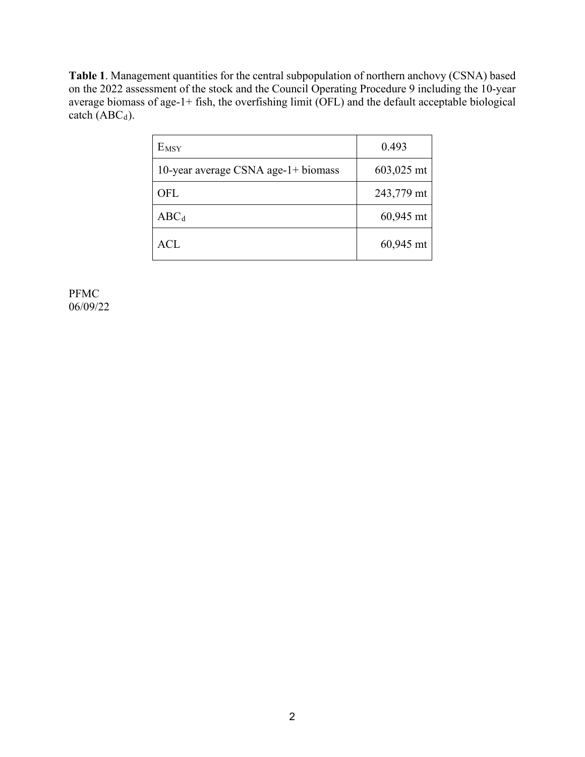**Table 1**. Management quantities for the central subpopulation of northern anchovy (CSNA) based on the 2022 assessment of the stock and the Council Operating Procedure 9 including the 10-year average biomass of age-1+ fish, the overfishing limit (OFL) and the default acceptable biological catch ($ABC_d$).

| | |
|---|---|
| $E_{MSY}$ | 0.493 |
| 10-year average CSNA age-1+ biomass | 603,025 mt |
| OFL | 243,779 mt |
| $ABC_d$ | 60,945 mt |
| ACL | 60,945 mt |

PFMC
06/09/22